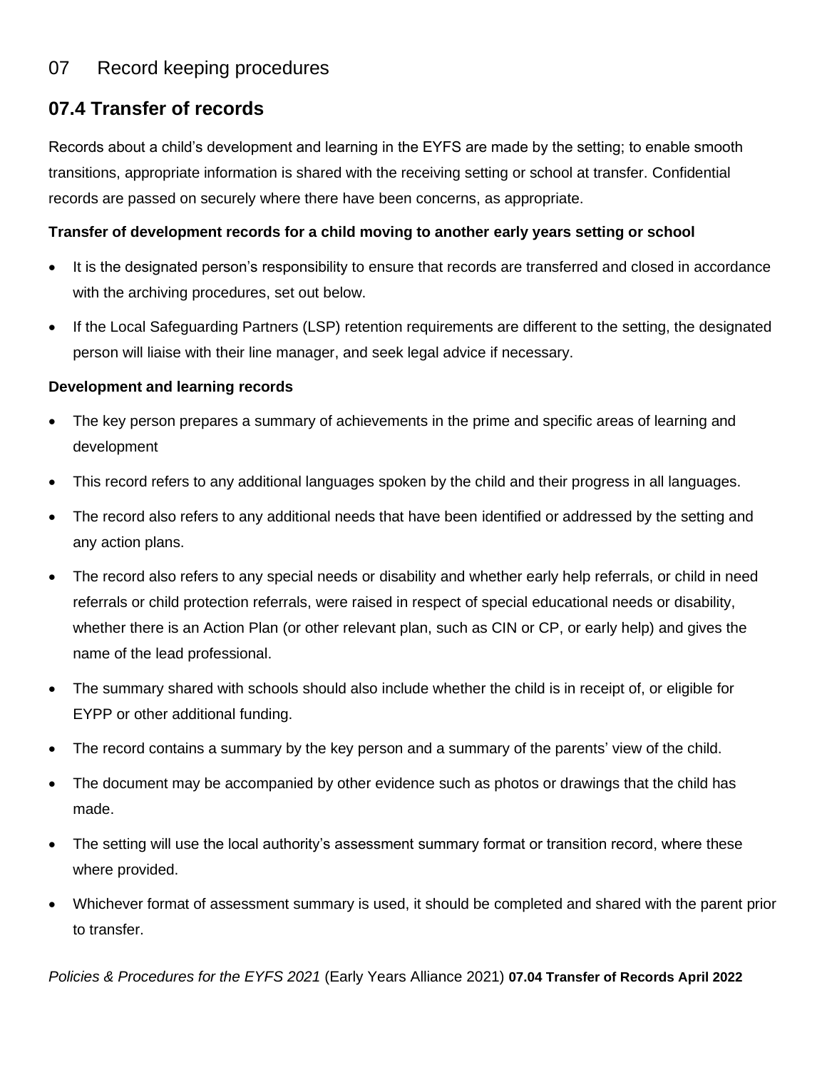# 07 Record keeping procedures

## 07.4 Transfer of records

Records about a child's development and learning in the EYFS are made by the setting; to enable smooth transitions, appropriate information is shared with the receiving setting or school at transfer. Confidential records are passed on securely where there have been concerns, as appropriate.

**Transfer of development records for a child moving to another early years setting or school**

- It is the designated person's responsibility to ensure that records are transferred and closed in accordance with the archiving procedures, set out below.
- If the Local Safeguarding Partners (LSP) retention requirements are different to the setting, the designated person will liaise with their line manager, and seek legal advice if necessary.

**Development and learning records**

- The key person prepares a summary of achievements in the prime and specific areas of learning and development
- This record refers to any additional languages spoken by the child and their progress in all languages.
- The record also refers to any additional needs that have been identified or addressed by the setting and any action plans.
- The record also refers to any special needs or disability and whether early help referrals, or child in need referrals or child protection referrals, were raised in respect of special educational needs or disability, whether there is an Action Plan (or other relevant plan, such as CIN or CP, or early help) and gives the name of the lead professional.
- The summary shared with schools should also include whether the child is in receipt of, or eligible for EYPP or other additional funding.
- The record contains a summary by the key person and a summary of the parents' view of the child.
- The document may be accompanied by other evidence such as photos or drawings that the child has made.
- The setting will use the local authority's assessment summary format or transition record, where these where provided.
- Whichever format of assessment summary is used, it should be completed and shared with the parent prior to transfer.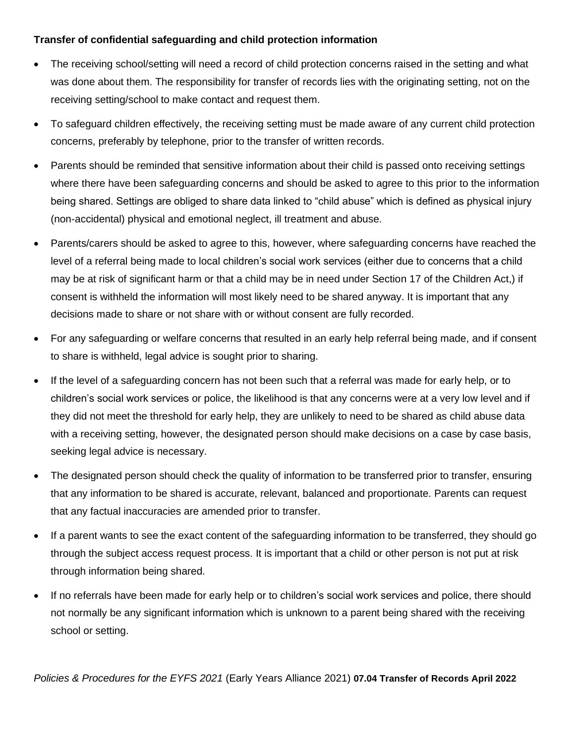**Transfer of confidential safeguarding and child protection information**

- The receiving school/setting will need a record of child protection concerns raised in the setting and what was done about them. The responsibility for transfer of records lies with the originating setting, not on the receiving setting/school to make contact and request them.
- To safeguard children effectively, the receiving setting must be made aware of any current child protection concerns, preferably by telephone, prior to the transfer of written records.
- Parents should be reminded that sensitive information about their child is passed onto receiving settings where there have been safeguarding concerns and should be asked to agree to this prior to the information being shared. Settings are obliged to share data linked to "child abuse" which is defined as physical injury (non-accidental) physical and emotional neglect, ill treatment and abuse.
- Parents/carers should be asked to agree to this, however, where safeguarding concerns have reached the level of a referral being made to local children's social work services (either due to concerns that a child may be at risk of significant harm or that a child may be in need under Section 17 of the Children Act,) if consent is withheld the information will most likely need to be shared anyway. It is important that any decisions made to share or not share with or without consent are fully recorded.
- For any safeguarding or welfare concerns that resulted in an early help referral being made, and if consent to share is withheld, legal advice is sought prior to sharing.
- If the level of a safeguarding concern has not been such that a referral was made for early help, or to children's social work services or police, the likelihood is that any concerns were at a very low level and if they did not meet the threshold for early help, they are unlikely to need to be shared as child abuse data with a receiving setting, however, the designated person should make decisions on a case by case basis, seeking legal advice is necessary.
- The designated person should check the quality of information to be transferred prior to transfer, ensuring that any information to be shared is accurate, relevant, balanced and proportionate. Parents can request that any factual inaccuracies are amended prior to transfer.
- If a parent wants to see the exact content of the safeguarding information to be transferred, they should go through the subject access request process. It is important that a child or other person is not put at risk through information being shared.
- If no referrals have been made for early help or to children's social work services and police, there should not normally be any significant information which is unknown to a parent being shared with the receiving school or setting.

*Policies & Procedures for the EYFS 2021* (Early Years Alliance 2021) **07.04 Transfer of Records April 2022**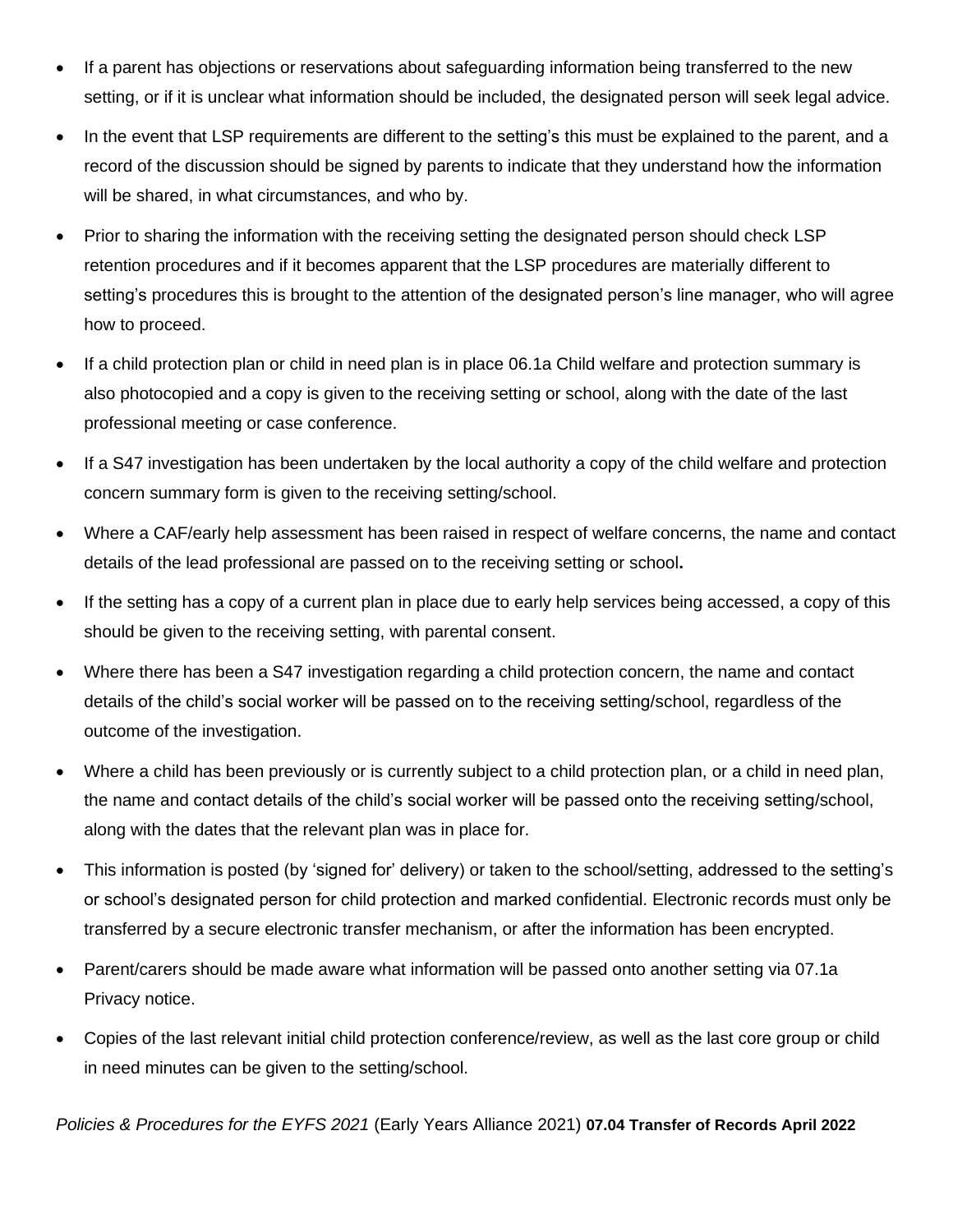- If a parent has objections or reservations about safeguarding information being transferred to the new setting, or if it is unclear what information should be included, the designated person will seek legal advice.
- In the event that LSP requirements are different to the setting's this must be explained to the parent, and a record of the discussion should be signed by parents to indicate that they understand how the information will be shared, in what circumstances, and who by.
- Prior to sharing the information with the receiving setting the designated person should check LSP retention procedures and if it becomes apparent that the LSP procedures are materially different to setting's procedures this is brought to the attention of the designated person's line manager, who will agree how to proceed.
- If a child protection plan or child in need plan is in place 06.1a Child welfare and protection summary is also photocopied and a copy is given to the receiving setting or school, along with the date of the last professional meeting or case conference.
- If a S47 investigation has been undertaken by the local authority a copy of the child welfare and protection concern summary form is given to the receiving setting/school.
- Where a CAF/early help assessment has been raised in respect of welfare concerns, the name and contact details of the lead professional are passed on to the receiving setting or school**.**
- If the setting has a copy of a current plan in place due to early help services being accessed, a copy of this should be given to the receiving setting, with parental consent.
- Where there has been a S47 investigation regarding a child protection concern, the name and contact details of the child's social worker will be passed on to the receiving setting/school, regardless of the outcome of the investigation.
- Where a child has been previously or is currently subject to a child protection plan, or a child in need plan, the name and contact details of the child's social worker will be passed onto the receiving setting/school, along with the dates that the relevant plan was in place for.
- This information is posted (by 'signed for' delivery) or taken to the school/setting, addressed to the setting's or school's designated person for child protection and marked confidential. Electronic records must only be transferred by a secure electronic transfer mechanism, or after the information has been encrypted.
- Parent/carers should be made aware what information will be passed onto another setting via 07.1a Privacy notice.
- Copies of the last relevant initial child protection conference/review, as well as the last core group or child in need minutes can be given to the setting/school.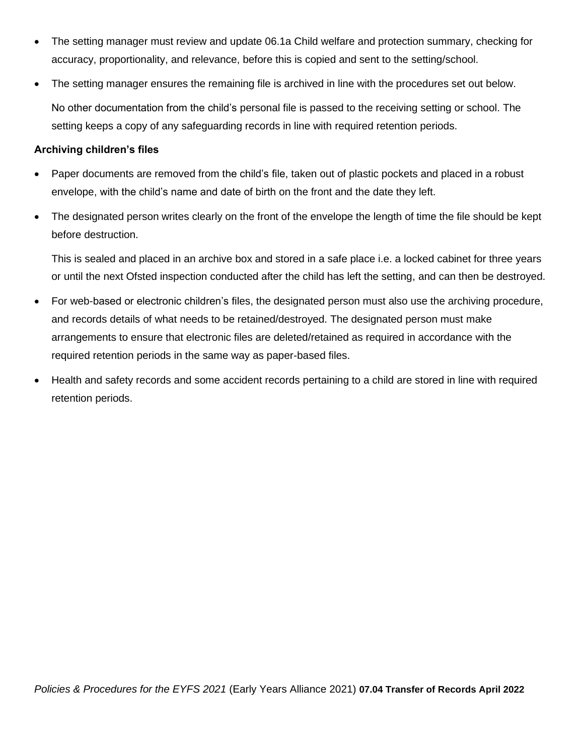- The setting manager must review and update 06.1a Child welfare and protection summary, checking for accuracy, proportionality, and relevance, before this is copied and sent to the setting/school.
- The setting manager ensures the remaining file is archived in line with the procedures set out below.

  No other documentation from the child's personal file is passed to the receiving setting or school. The setting keeps a copy of any safeguarding records in line with required retention periods.

**Archiving children's files**

- Paper documents are removed from the child's file, taken out of plastic pockets and placed in a robust envelope, with the child's name and date of birth on the front and the date they left.
- The designated person writes clearly on the front of the envelope the length of time the file should be kept before destruction.

  This is sealed and placed in an archive box and stored in a safe place i.e. a locked cabinet for three years or until the next Ofsted inspection conducted after the child has left the setting, and can then be destroyed.

- For web-based or electronic children's files, the designated person must also use the archiving procedure, and records details of what needs to be retained/destroyed. The designated person must make arrangements to ensure that electronic files are deleted/retained as required in accordance with the required retention periods in the same way as paper-based files.
- Health and safety records and some accident records pertaining to a child are stored in line with required retention periods.